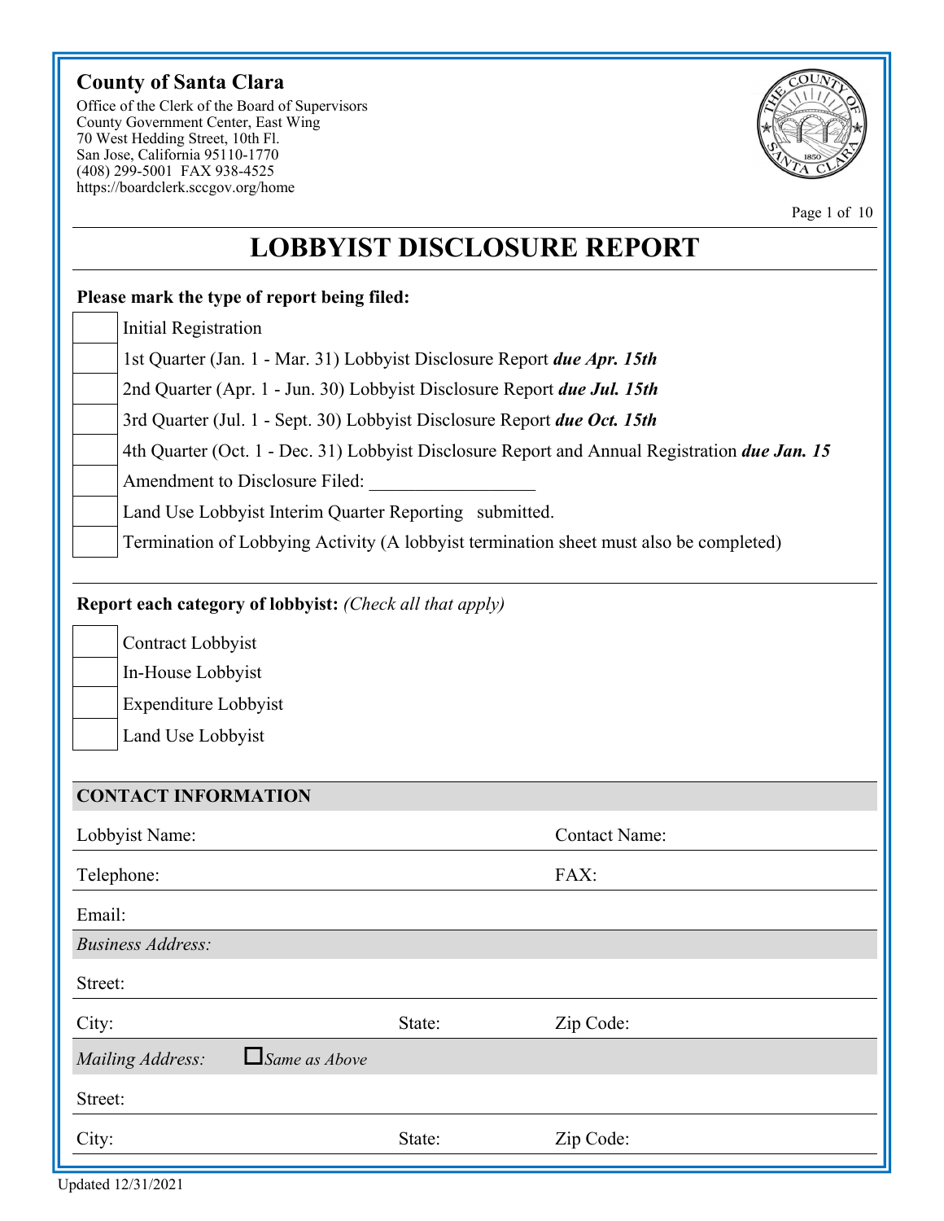**County of Santa Clara**

Office of the Clerk of the Board of Supervisors
County Government Center, East Wing
70 West Hedding Street, 10th Fl.
San Jose, California 95110-1770
(408) 299-5001 FAX 938-4525
https://boardclerk.sccgov.org/home

# LOBBYIST DISCLOSURE REPORT

**Please mark the type of report being filed:**

- ☐ Initial Registration
- ☐ 1st Quarter (Jan. 1 - Mar. 31) Lobbyist Disclosure Report ***due Apr. 15th***
- ☐ 2nd Quarter (Apr. 1 - Jun. 30) Lobbyist Disclosure Report ***due Jul. 15th***
- ☐ 3rd Quarter (Jul. 1 - Sept. 30) Lobbyist Disclosure Report ***due Oct. 15th***
- ☐ 4th Quarter (Oct. 1 - Dec. 31) Lobbyist Disclosure Report and Annual Registration ***due Jan. 15***
- ☐ Amendment to Disclosure Filed: __________________
- ☐ Land Use Lobbyist Interim Quarter Reporting submitted.
- ☐ Termination of Lobbying Activity (A lobbyist termination sheet must also be completed)

**Report each category of lobbyist:** *(Check all that apply)*

- ☐ Contract Lobbyist
- ☐ In-House Lobbyist
- ☐ Expenditure Lobbyist
- ☐ Land Use Lobbyist

## CONTACT INFORMATION

| Lobbyist Name: | | Contact Name: |
|---|---|---|
| Telephone: | | FAX: |
| Email: | | |
| *Business Address:* | | |
| Street: | | |
| City: | State: | Zip Code: |
| *Mailing Address:* ☐ *Same as Above* | | |
| Street: | | |
| City: | State: | Zip Code: |

Updated 12/31/2021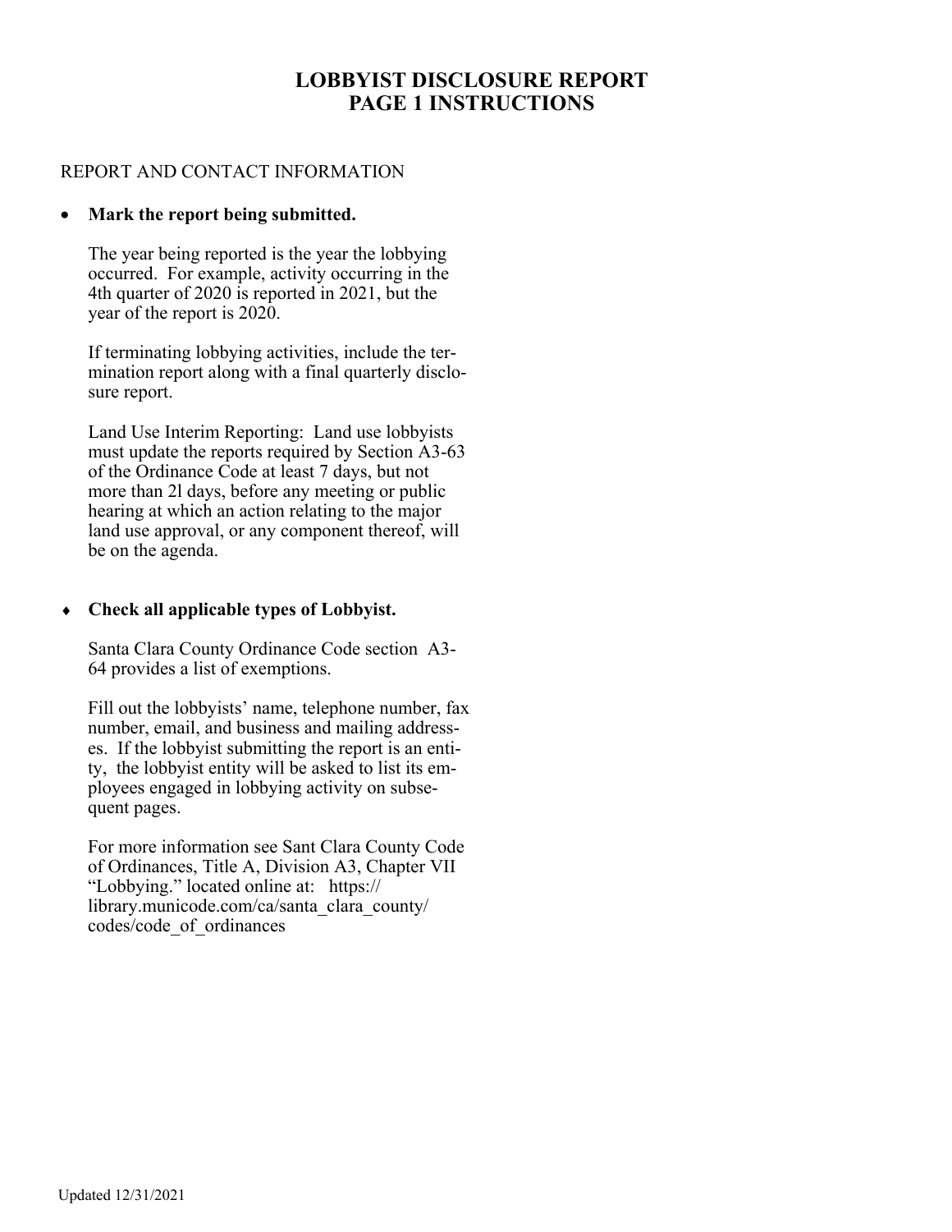# LOBBYIST DISCLOSURE REPORT
# PAGE 1 INSTRUCTIONS

REPORT AND CONTACT INFORMATION

- **Mark the report being submitted.**

  The year being reported is the year the lobbying occurred. For example, activity occurring in the 4th quarter of 2020 is reported in 2021, but the year of the report is 2020.

  If terminating lobbying activities, include the termination report along with a final quarterly disclosure report.

  Land Use Interim Reporting: Land use lobbyists must update the reports required by Section A3-63 of the Ordinance Code at least 7 days, but not more than 2l days, before any meeting or public hearing at which an action relating to the major land use approval, or any component thereof, will be on the agenda.

- **Check all applicable types of Lobbyist.**

  Santa Clara County Ordinance Code section A3-64 provides a list of exemptions.

  Fill out the lobbyists' name, telephone number, fax number, email, and business and mailing addresses. If the lobbyist submitting the report is an entity, the lobbyist entity will be asked to list its employees engaged in lobbying activity on subsequent pages.

  For more information see Sant Clara County Code of Ordinances, Title A, Division A3, Chapter VII "Lobbying." located online at: https://library.municode.com/ca/santa_clara_county/codes/code_of_ordinances

Updated 12/31/2021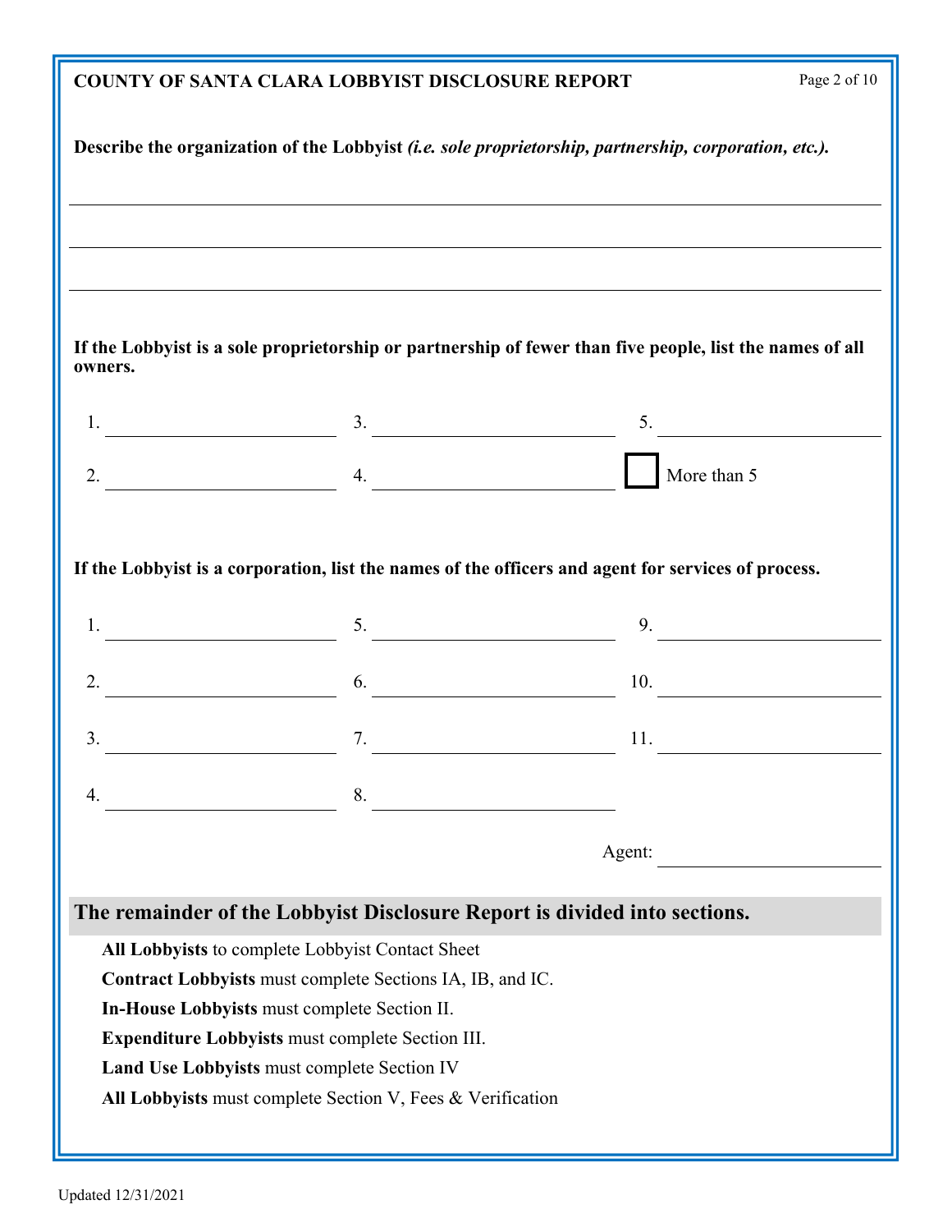**COUNTY OF SANTA CLARA LOBBYIST DISCLOSURE REPORT**

**Describe the organization of the Lobbyist *(i.e. sole proprietorship, partnership, corporation, etc.).***

\_\_\_\_\_\_\_\_\_\_\_\_\_\_\_\_\_\_\_\_\_\_\_\_\_\_\_\_\_\_\_\_\_\_\_\_\_\_\_\_\_\_\_\_\_\_\_\_\_\_\_\_\_\_\_\_\_\_\_\_

\_\_\_\_\_\_\_\_\_\_\_\_\_\_\_\_\_\_\_\_\_\_\_\_\_\_\_\_\_\_\_\_\_\_\_\_\_\_\_\_\_\_\_\_\_\_\_\_\_\_\_\_\_\_\_\_\_\_\_\_

\_\_\_\_\_\_\_\_\_\_\_\_\_\_\_\_\_\_\_\_\_\_\_\_\_\_\_\_\_\_\_\_\_\_\_\_\_\_\_\_\_\_\_\_\_\_\_\_\_\_\_\_\_\_\_\_\_\_\_\_

**If the Lobbyist is a sole proprietorship or partnership of fewer than five people, list the names of all owners.**

1. \_\_\_\_\_\_\_\_\_\_\_\_\_\_\_\_\_\_\_\_ 3. \_\_\_\_\_\_\_\_\_\_\_\_\_\_\_\_\_\_\_\_ 5. \_\_\_\_\_\_\_\_\_\_\_\_\_\_\_\_\_\_\_\_

2. \_\_\_\_\_\_\_\_\_\_\_\_\_\_\_\_\_\_\_\_ 4. \_\_\_\_\_\_\_\_\_\_\_\_\_\_\_\_\_\_\_\_ ☐ More than 5

**If the Lobbyist is a corporation, list the names of the officers and agent for services of process.**

1. \_\_\_\_\_\_\_\_\_\_\_\_\_\_\_\_\_\_\_\_ 5. \_\_\_\_\_\_\_\_\_\_\_\_\_\_\_\_\_\_\_\_ 9. \_\_\_\_\_\_\_\_\_\_\_\_\_\_\_\_\_\_\_\_

2. \_\_\_\_\_\_\_\_\_\_\_\_\_\_\_\_\_\_\_\_ 6. \_\_\_\_\_\_\_\_\_\_\_\_\_\_\_\_\_\_\_\_ 10. \_\_\_\_\_\_\_\_\_\_\_\_\_\_\_\_\_\_\_\_

3. \_\_\_\_\_\_\_\_\_\_\_\_\_\_\_\_\_\_\_\_ 7. \_\_\_\_\_\_\_\_\_\_\_\_\_\_\_\_\_\_\_\_ 11. \_\_\_\_\_\_\_\_\_\_\_\_\_\_\_\_\_\_\_\_

4. \_\_\_\_\_\_\_\_\_\_\_\_\_\_\_\_\_\_\_\_ 8. \_\_\_\_\_\_\_\_\_\_\_\_\_\_\_\_\_\_\_\_

Agent: \_\_\_\_\_\_\_\_\_\_\_\_\_\_\_\_\_\_\_\_

## The remainder of the Lobbyist Disclosure Report is divided into sections.

**All Lobbyists** to complete Lobbyist Contact Sheet

**Contract Lobbyists** must complete Sections IA, IB, and IC.

**In-House Lobbyists** must complete Section II.

**Expenditure Lobbyists** must complete Section III.

**Land Use Lobbyists** must complete Section IV

**All Lobbyists** must complete Section V, Fees & Verification

Updated 12/31/2021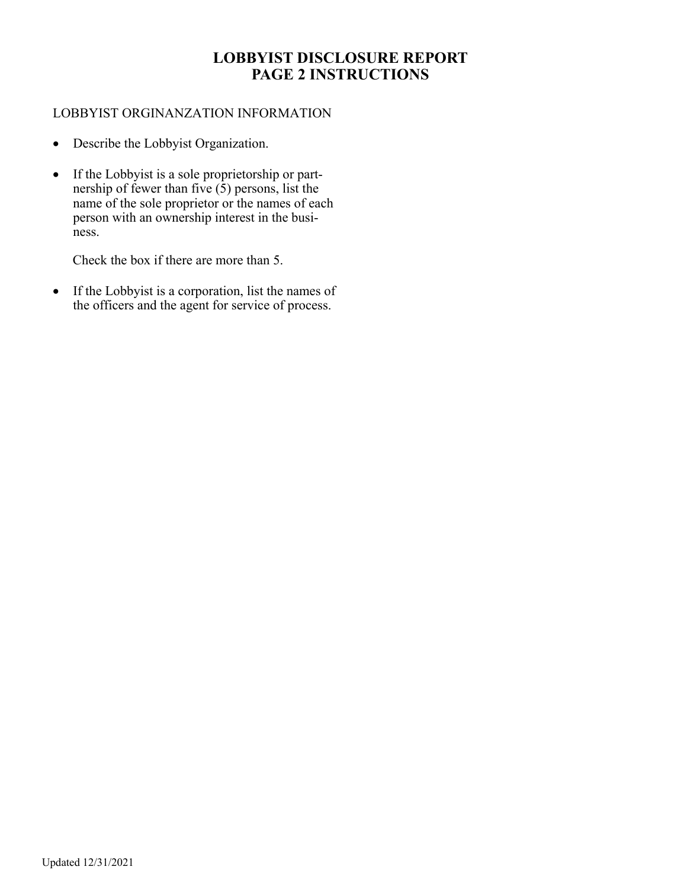# LOBBYIST DISCLOSURE REPORT
# PAGE 2 INSTRUCTIONS

LOBBYIST ORGINANZATION INFORMATION

- Describe the Lobbyist Organization.
- If the Lobbyist is a sole proprietorship or partnership of fewer than five (5) persons, list the name of the sole proprietor or the names of each person with an ownership interest in the business.

  Check the box if there are more than 5.

- If the Lobbyist is a corporation, list the names of the officers and the agent for service of process.

Updated 12/31/2021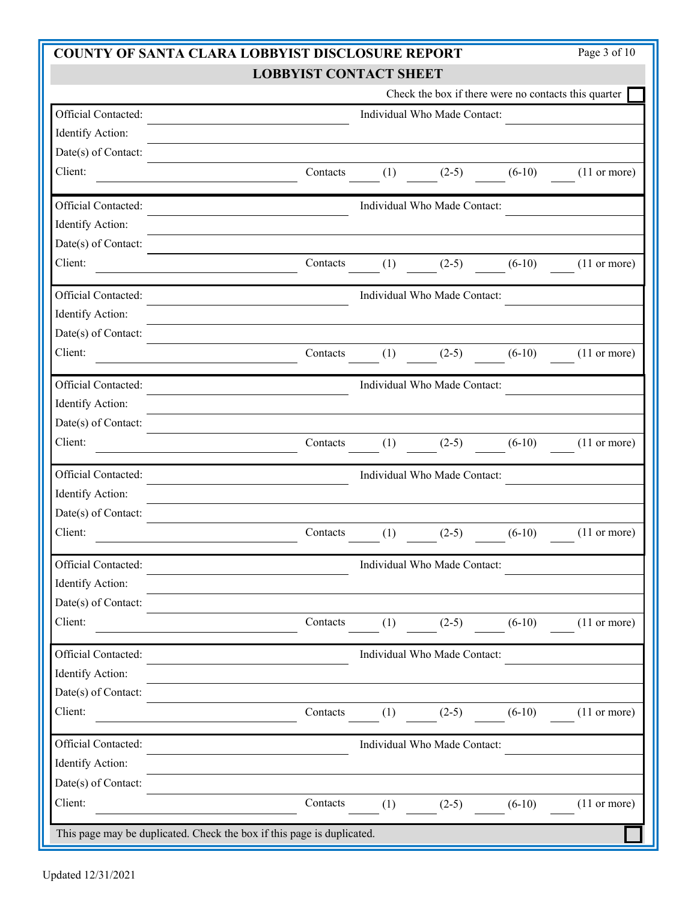## COUNTY OF SANTA CLARA LOBBYIST DISCLOSURE REPORT

### LOBBYIST CONTACT SHEET

Check the box if there were no contacts this quarter ☐

Official Contacted: ____________________ Individual Who Made Contact: ____________________
Identify Action: ____________________
Date(s) of Contact: ____________________
Client: ____________________ Contacts ____ (1) ____ (2-5) ____ (6-10) ____ (11 or more)

Official Contacted: ____________________ Individual Who Made Contact: ____________________
Identify Action: ____________________
Date(s) of Contact: ____________________
Client: ____________________ Contacts ____ (1) ____ (2-5) ____ (6-10) ____ (11 or more)

Official Contacted: ____________________ Individual Who Made Contact: ____________________
Identify Action: ____________________
Date(s) of Contact: ____________________
Client: ____________________ Contacts ____ (1) ____ (2-5) ____ (6-10) ____ (11 or more)

Official Contacted: ____________________ Individual Who Made Contact: ____________________
Identify Action: ____________________
Date(s) of Contact: ____________________
Client: ____________________ Contacts ____ (1) ____ (2-5) ____ (6-10) ____ (11 or more)

Official Contacted: ____________________ Individual Who Made Contact: ____________________
Identify Action: ____________________
Date(s) of Contact: ____________________
Client: ____________________ Contacts ____ (1) ____ (2-5) ____ (6-10) ____ (11 or more)

Official Contacted: ____________________ Individual Who Made Contact: ____________________
Identify Action: ____________________
Date(s) of Contact: ____________________
Client: ____________________ Contacts ____ (1) ____ (2-5) ____ (6-10) ____ (11 or more)

Official Contacted: ____________________ Individual Who Made Contact: ____________________
Identify Action: ____________________
Date(s) of Contact: ____________________
Client: ____________________ Contacts ____ (1) ____ (2-5) ____ (6-10) ____ (11 or more)

Official Contacted: ____________________ Individual Who Made Contact: ____________________
Identify Action: ____________________
Date(s) of Contact: ____________________
Client: ____________________ Contacts ____ (1) ____ (2-5) ____ (6-10) ____ (11 or more)

This page may be duplicated. Check the box if this page is duplicated. ☐

Updated 12/31/2021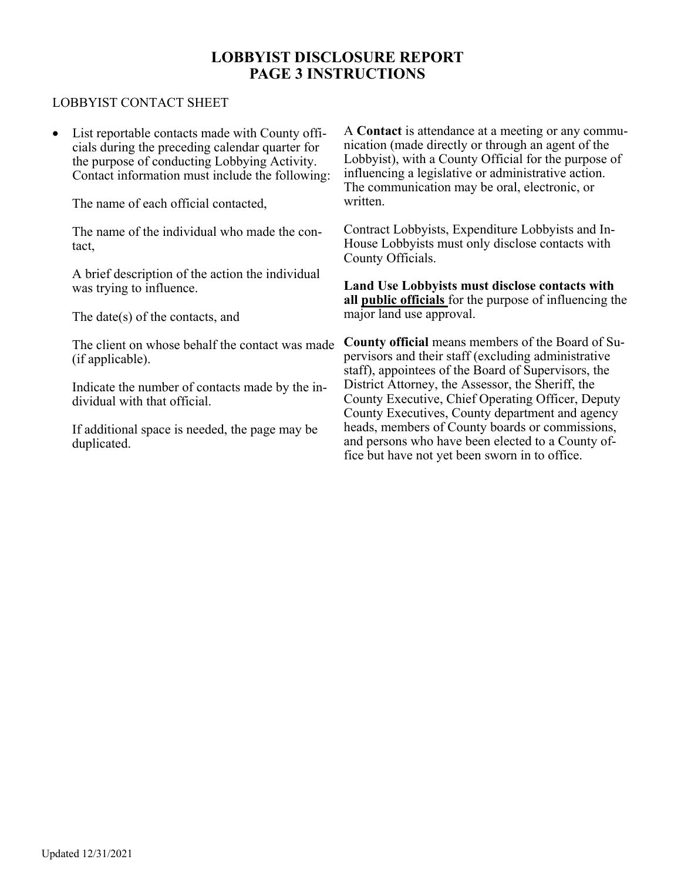# LOBBYIST DISCLOSURE REPORT
# PAGE 3 INSTRUCTIONS

LOBBYIST CONTACT SHEET

- List reportable contacts made with County officials during the preceding calendar quarter for the purpose of conducting Lobbying Activity. Contact information must include the following:

  The name of each official contacted,

  The name of the individual who made the contact,

  A brief description of the action the individual was trying to influence.

  The date(s) of the contacts, and

  The client on whose behalf the contact was made (if applicable).

  Indicate the number of contacts made by the individual with that official.

  If additional space is needed, the page may be duplicated.

A **Contact** is attendance at a meeting or any communication (made directly or through an agent of the Lobbyist), with a County Official for the purpose of influencing a legislative or administrative action. The communication may be oral, electronic, or written.

Contract Lobbyists, Expenditure Lobbyists and In-House Lobbyists must only disclose contacts with County Officials.

**Land Use Lobbyists must disclose contacts with all <u>public officials</u>** for the purpose of influencing the major land use approval.

**County official** means members of the Board of Supervisors and their staff (excluding administrative staff), appointees of the Board of Supervisors, the District Attorney, the Assessor, the Sheriff, the County Executive, Chief Operating Officer, Deputy County Executives, County department and agency heads, members of County boards or commissions, and persons who have been elected to a County office but have not yet been sworn in to office.

Updated 12/31/2021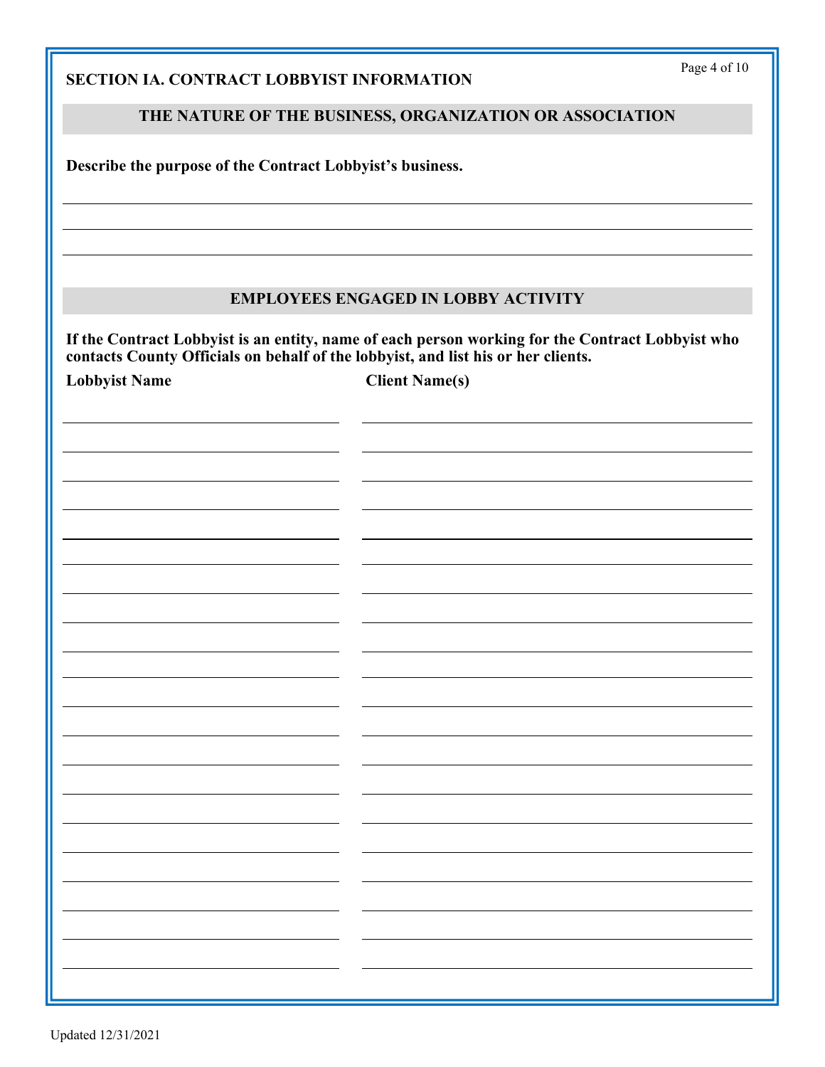## SECTION IA. CONTRACT LOBBYIST INFORMATION

### THE NATURE OF THE BUSINESS, ORGANIZATION OR ASSOCIATION

**Describe the purpose of the Contract Lobbyist's business.**

\_\_\_\_\_\_\_\_\_\_\_\_\_\_\_\_\_\_\_\_\_\_\_\_\_\_\_\_\_\_\_\_\_\_\_\_\_\_\_\_\_\_\_\_\_\_\_\_\_\_\_\_\_\_\_\_\_\_\_\_\_\_\_\_\_\_\_\_\_\_\_\_

\_\_\_\_\_\_\_\_\_\_\_\_\_\_\_\_\_\_\_\_\_\_\_\_\_\_\_\_\_\_\_\_\_\_\_\_\_\_\_\_\_\_\_\_\_\_\_\_\_\_\_\_\_\_\_\_\_\_\_\_\_\_\_\_\_\_\_\_\_\_\_\_

\_\_\_\_\_\_\_\_\_\_\_\_\_\_\_\_\_\_\_\_\_\_\_\_\_\_\_\_\_\_\_\_\_\_\_\_\_\_\_\_\_\_\_\_\_\_\_\_\_\_\_\_\_\_\_\_\_\_\_\_\_\_\_\_\_\_\_\_\_\_\_\_

### EMPLOYEES ENGAGED IN LOBBY ACTIVITY

**If the Contract Lobbyist is an entity, name of each person working for the Contract Lobbyist who contacts County Officials on behalf of the lobbyist, and list his or her clients.**

| Lobbyist Name | Client Name(s) |
|---|---|
| | |
| | |
| | |
| | |
| | |
| | |
| | |
| | |
| | |
| | |
| | |
| | |
| | |
| | |
| | |
| | |
| | |
| | |
| | |
| | |

Updated 12/31/2021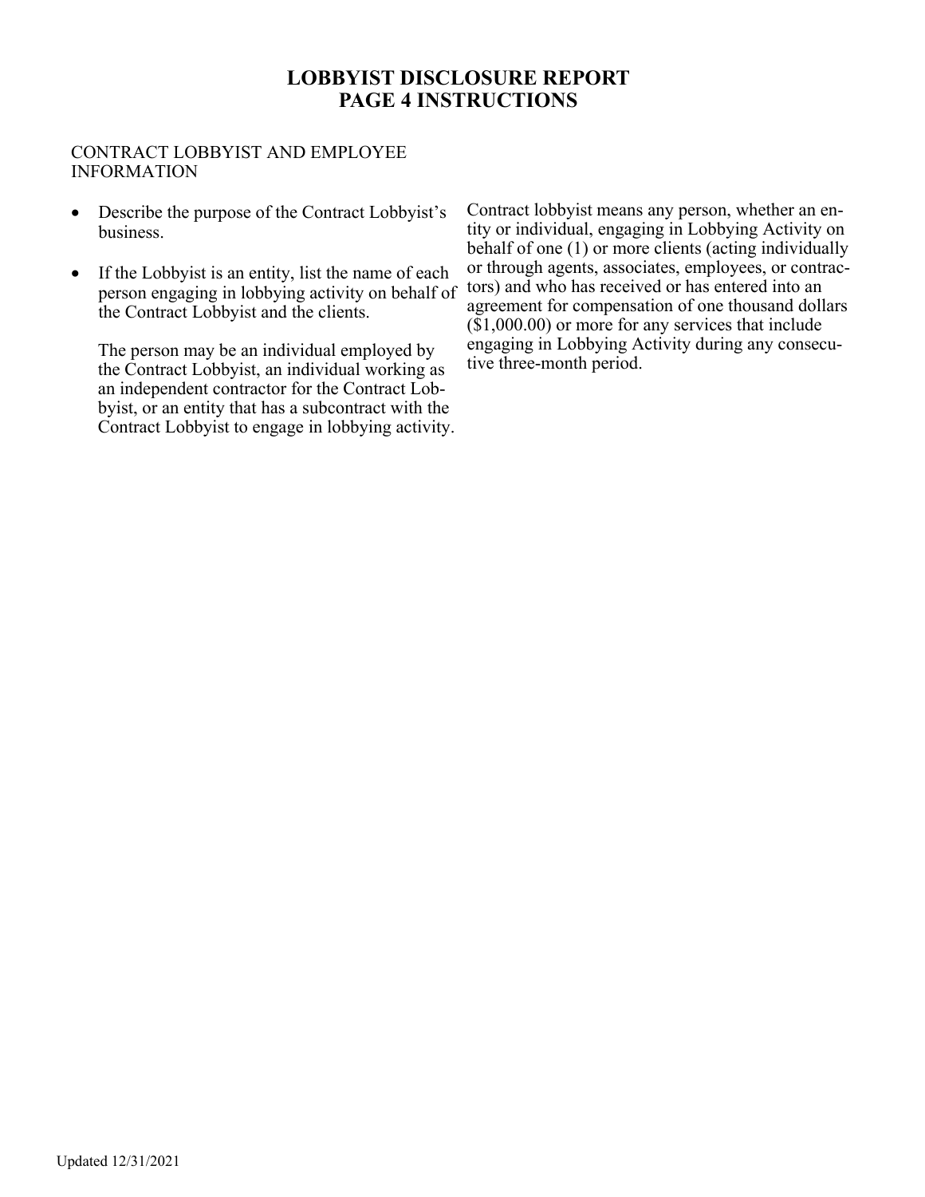# LOBBYIST DISCLOSURE REPORT
# PAGE 4 INSTRUCTIONS

CONTRACT LOBBYIST AND EMPLOYEE INFORMATION

- Describe the purpose of the Contract Lobbyist's business.
- If the Lobbyist is an entity, list the name of each person engaging in lobbying activity on behalf of the Contract Lobbyist and the clients.

  The person may be an individual employed by the Contract Lobbyist, an individual working as an independent contractor for the Contract Lobbyist, or an entity that has a subcontract with the Contract Lobbyist to engage in lobbying activity.

Contract lobbyist means any person, whether an entity or individual, engaging in Lobbying Activity on behalf of one (1) or more clients (acting individually or through agents, associates, employees, or contractors) and who has received or has entered into an agreement for compensation of one thousand dollars ($1,000.00) or more for any services that include engaging in Lobbying Activity during any consecutive three-month period.

Updated 12/31/2021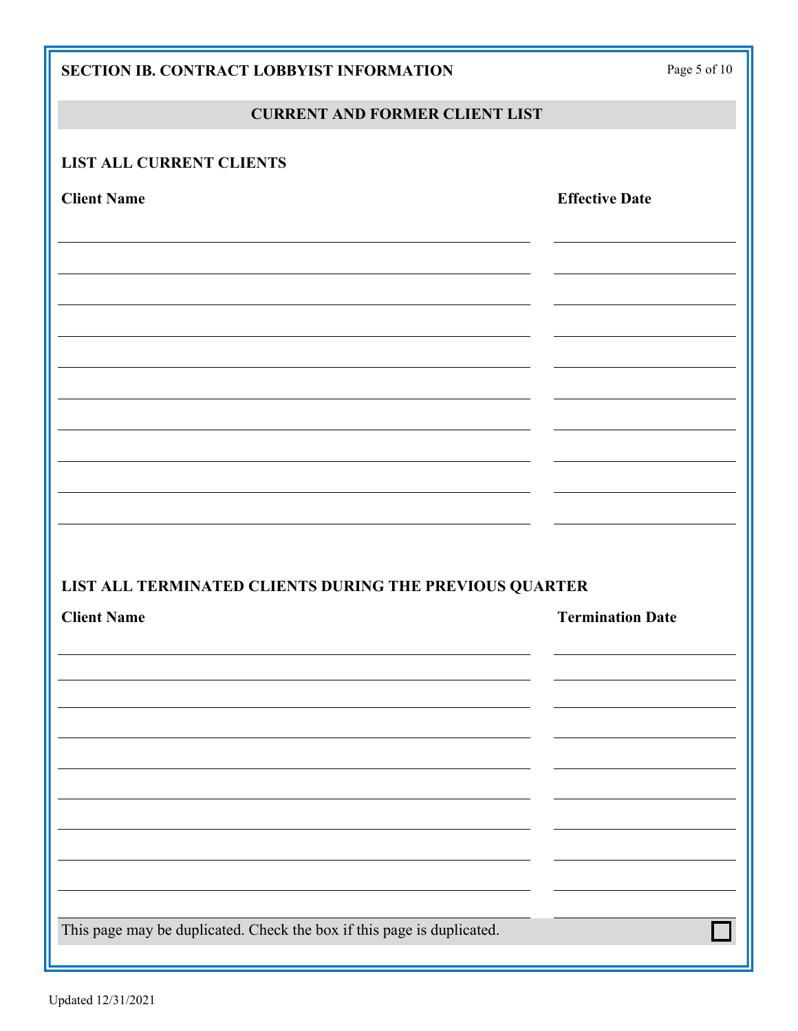## SECTION IB. CONTRACT LOBBYIST INFORMATION

### CURRENT AND FORMER CLIENT LIST

**LIST ALL CURRENT CLIENTS**

| Client Name | Effective Date |
|---|---|
| | |
| | |
| | |
| | |
| | |
| | |
| | |
| | |
| | |

**LIST ALL TERMINATED CLIENTS DURING THE PREVIOUS QUARTER**

| Client Name | Termination Date |
|---|---|
| | |
| | |
| | |
| | |
| | |
| | |
| | |
| | |
| | |

This page may be duplicated. Check the box if this page is duplicated. ☐

Updated 12/31/2021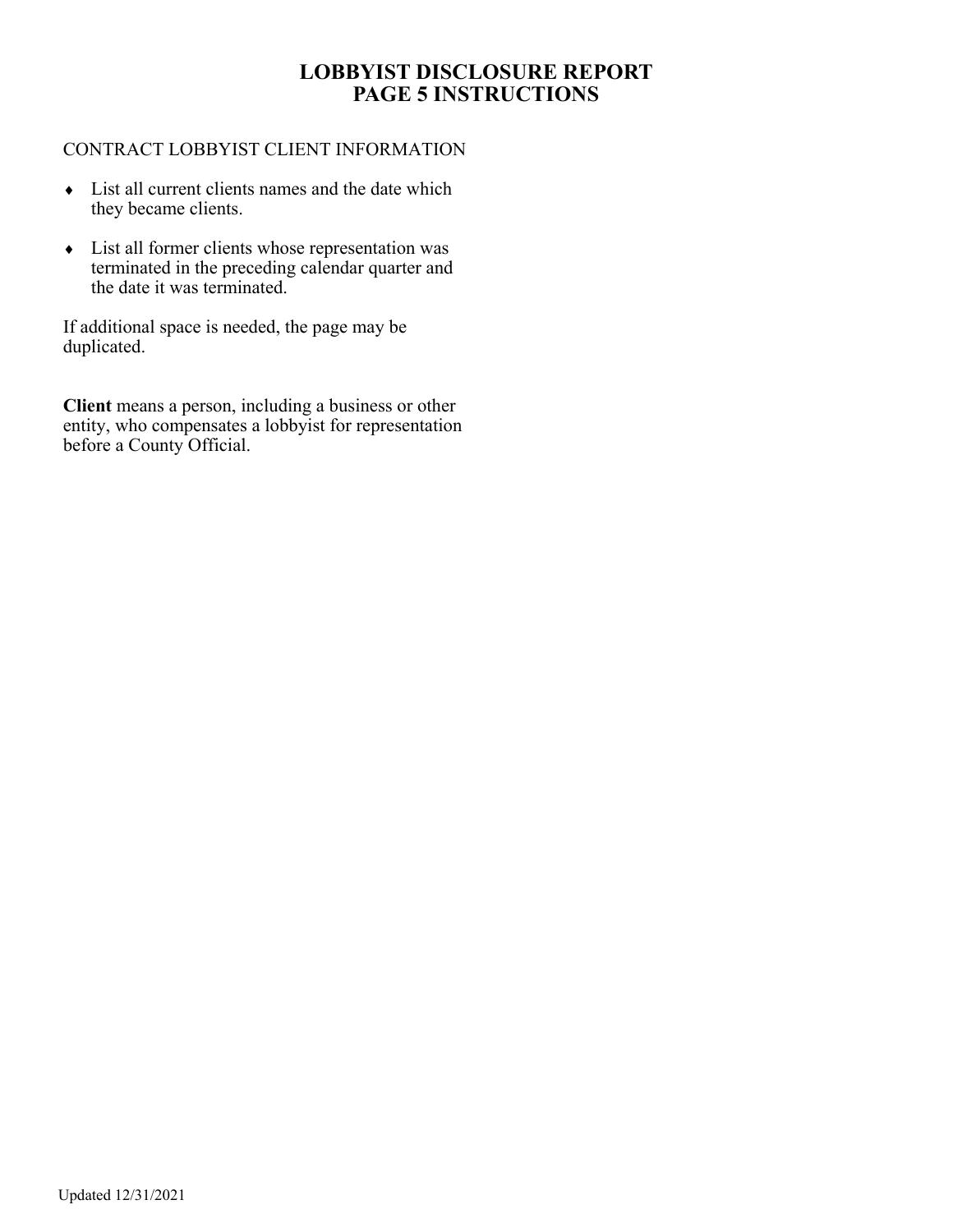# LOBBYIST DISCLOSURE REPORT
# PAGE 5 INSTRUCTIONS

CONTRACT LOBBYIST CLIENT INFORMATION

- List all current clients names and the date which they became clients.
- List all former clients whose representation was terminated in the preceding calendar quarter and the date it was terminated.

If additional space is needed, the page may be duplicated.

**Client** means a person, including a business or other entity, who compensates a lobbyist for representation before a County Official.

Updated 12/31/2021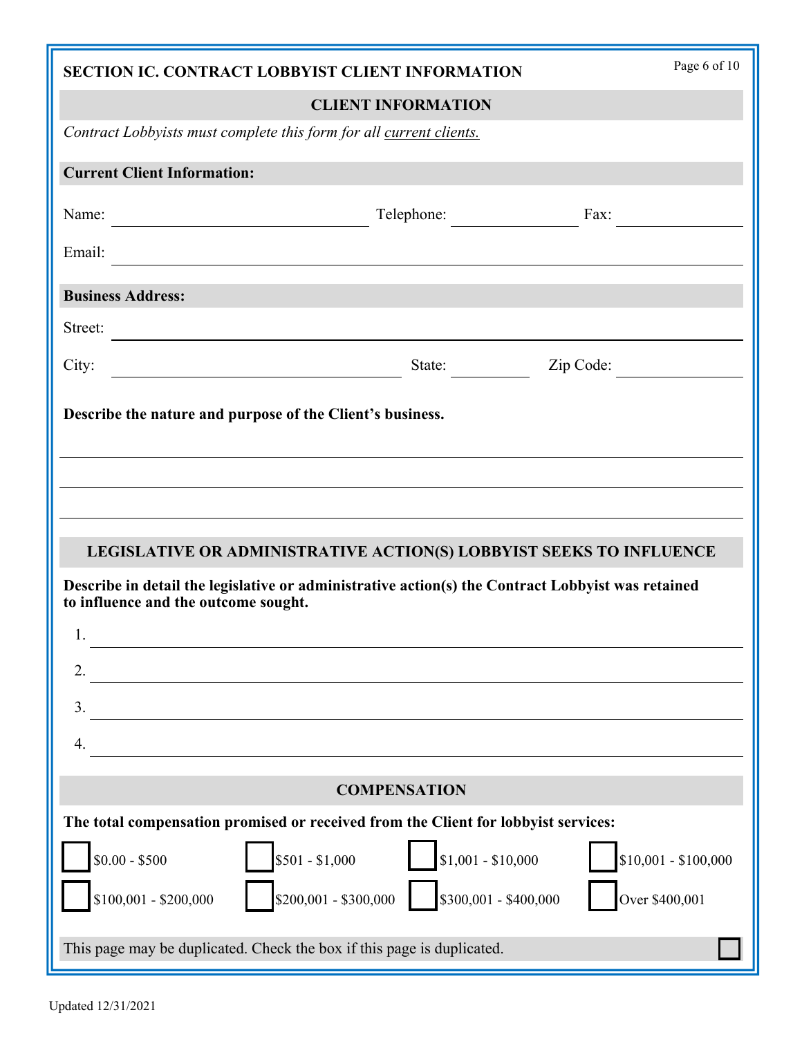## SECTION IC. CONTRACT LOBBYIST CLIENT INFORMATION

### CLIENT INFORMATION

*Contract Lobbyists must complete this form for all current clients.*

**Current Client Information:**

Name: ____________________ Telephone: ____________ Fax: ____________

Email: ________________________________________

**Business Address:**

Street: ________________________________________

City: ____________________ State: ________ Zip Code: ____________

**Describe the nature and purpose of the Client's business.**

________________________________________

________________________________________

________________________________________

### LEGISLATIVE OR ADMINISTRATIVE ACTION(S) LOBBYIST SEEKS TO INFLUENCE

**Describe in detail the legislative or administrative action(s) the Contract Lobbyist was retained to influence and the outcome sought.**

1. ________________________________________
2. ________________________________________
3. ________________________________________
4. ________________________________________

### COMPENSATION

**The total compensation promised or received from the Client for lobbyist services:**

- ☐ $0.00 - $500
- ☐ $501 - $1,000
- ☐ $1,001 - $10,000
- ☐ $10,001 - $100,000
- ☐ $100,001 - $200,000
- ☐ $200,001 - $300,000
- ☐ $300,001 - $400,000
- ☐ Over $400,001

This page may be duplicated. Check the box if this page is duplicated. ☐

Updated 12/31/2021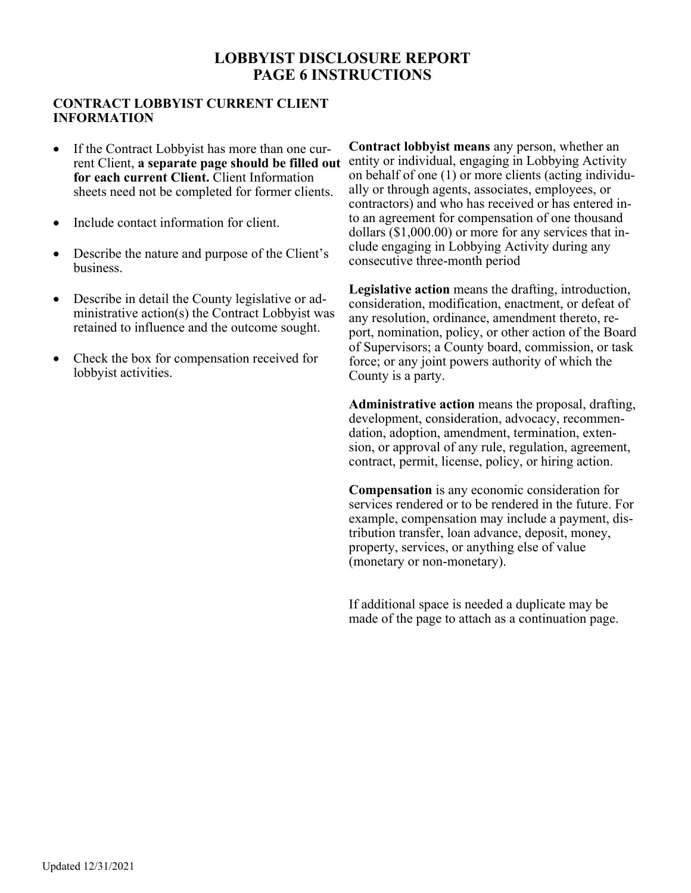# LOBBYIST DISCLOSURE REPORT
# PAGE 6 INSTRUCTIONS

## CONTRACT LOBBYIST CURRENT CLIENT INFORMATION

- If the Contract Lobbyist has more than one current Client, **a separate page should be filled out for each current Client.** Client Information sheets need not be completed for former clients.
- Include contact information for client.
- Describe the nature and purpose of the Client's business.
- Describe in detail the County legislative or administrative action(s) the Contract Lobbyist was retained to influence and the outcome sought.
- Check the box for compensation received for lobbyist activities.

**Contract lobbyist means** any person, whether an entity or individual, engaging in Lobbying Activity on behalf of one (1) or more clients (acting individually or through agents, associates, employees, or contractors) and who has received or has entered into an agreement for compensation of one thousand dollars ($1,000.00) or more for any services that include engaging in Lobbying Activity during any consecutive three-month period

**Legislative action** means the drafting, introduction, consideration, modification, enactment, or defeat of any resolution, ordinance, amendment thereto, report, nomination, policy, or other action of the Board of Supervisors; a County board, commission, or task force; or any joint powers authority of which the County is a party.

**Administrative action** means the proposal, drafting, development, consideration, advocacy, recommendation, adoption, amendment, termination, extension, or approval of any rule, regulation, agreement, contract, permit, license, policy, or hiring action.

**Compensation** is any economic consideration for services rendered or to be rendered in the future. For example, compensation may include a payment, distribution transfer, loan advance, deposit, money, property, services, or anything else of value (monetary or non-monetary).

If additional space is needed a duplicate may be made of the page to attach as a continuation page.

Updated 12/31/2021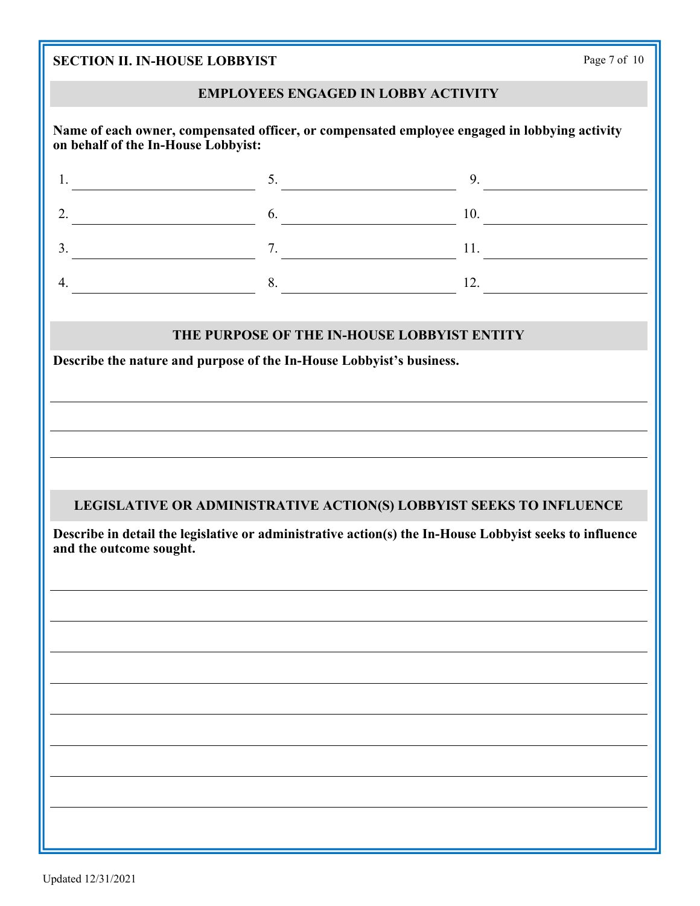## SECTION II. IN-HOUSE LOBBYIST

### EMPLOYEES ENGAGED IN LOBBY ACTIVITY

**Name of each owner, compensated officer, or compensated employee engaged in lobbying activity on behalf of the In-House Lobbyist:**

| | | |
|---|---|---|
| 1. ____________ | 5. ____________ | 9. ____________ |
| 2. ____________ | 6. ____________ | 10. ____________ |
| 3. ____________ | 7. ____________ | 11. ____________ |
| 4. ____________ | 8. ____________ | 12. ____________ |

### THE PURPOSE OF THE IN-HOUSE LOBBYIST ENTITY

**Describe the nature and purpose of the In-House Lobbyist's business.**

________________________________________

________________________________________

________________________________________

### LEGISLATIVE OR ADMINISTRATIVE ACTION(S) LOBBYIST SEEKS TO INFLUENCE

**Describe in detail the legislative or administrative action(s) the In-House Lobbyist seeks to influence and the outcome sought.**

________________________________________

________________________________________

________________________________________

________________________________________

________________________________________

________________________________________

________________________________________

________________________________________

Updated 12/31/2021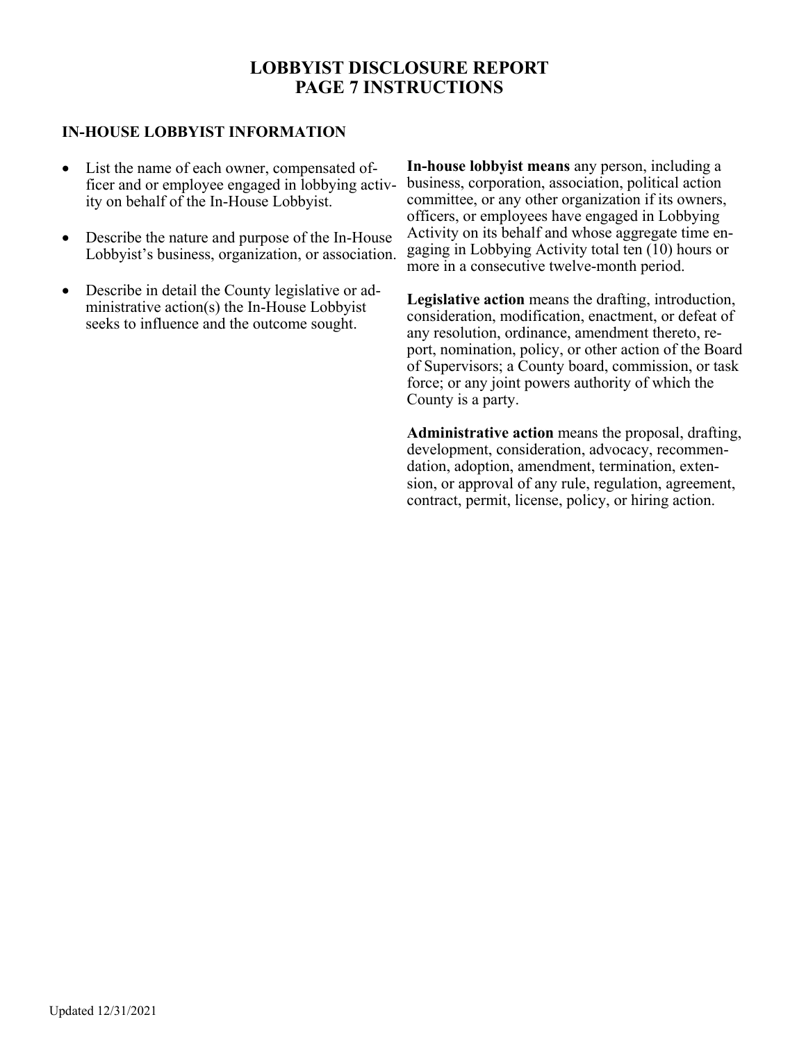# LOBBYIST DISCLOSURE REPORT
# PAGE 7 INSTRUCTIONS

## IN-HOUSE LOBBYIST INFORMATION

- List the name of each owner, compensated officer and or employee engaged in lobbying activity on behalf of the In-House Lobbyist.
- Describe the nature and purpose of the In-House Lobbyist's business, organization, or association.
- Describe in detail the County legislative or administrative action(s) the In-House Lobbyist seeks to influence and the outcome sought.

**In-house lobbyist means** any person, including a business, corporation, association, political action committee, or any other organization if its owners, officers, or employees have engaged in Lobbying Activity on its behalf and whose aggregate time engaging in Lobbying Activity total ten (10) hours or more in a consecutive twelve-month period.

**Legislative action** means the drafting, introduction, consideration, modification, enactment, or defeat of any resolution, ordinance, amendment thereto, report, nomination, policy, or other action of the Board of Supervisors; a County board, commission, or task force; or any joint powers authority of which the County is a party.

**Administrative action** means the proposal, drafting, development, consideration, advocacy, recommendation, adoption, amendment, termination, extension, or approval of any rule, regulation, agreement, contract, permit, license, policy, or hiring action.

Updated 12/31/2021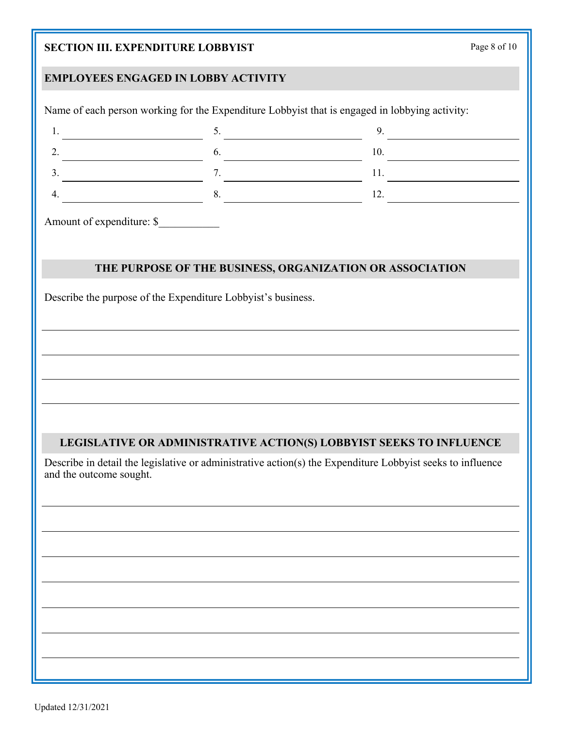## SECTION III. EXPENDITURE LOBBYIST

### EMPLOYEES ENGAGED IN LOBBY ACTIVITY

Name of each person working for the Expenditure Lobbyist that is engaged in lobbying activity:

| | | | | | |
|---|---|---|---|---|---|
| 1. | \_\_\_\_\_\_\_\_\_\_\_\_\_\_\_\_\_\_\_\_ | 5. | \_\_\_\_\_\_\_\_\_\_\_\_\_\_\_\_\_\_\_\_ | 9. | \_\_\_\_\_\_\_\_\_\_\_\_\_\_\_\_\_\_\_\_ |
| 2. | \_\_\_\_\_\_\_\_\_\_\_\_\_\_\_\_\_\_\_\_ | 6. | \_\_\_\_\_\_\_\_\_\_\_\_\_\_\_\_\_\_\_\_ | 10. | \_\_\_\_\_\_\_\_\_\_\_\_\_\_\_\_\_\_\_\_ |
| 3. | \_\_\_\_\_\_\_\_\_\_\_\_\_\_\_\_\_\_\_\_ | 7. | \_\_\_\_\_\_\_\_\_\_\_\_\_\_\_\_\_\_\_\_ | 11. | \_\_\_\_\_\_\_\_\_\_\_\_\_\_\_\_\_\_\_\_ |
| 4. | \_\_\_\_\_\_\_\_\_\_\_\_\_\_\_\_\_\_\_\_ | 8. | \_\_\_\_\_\_\_\_\_\_\_\_\_\_\_\_\_\_\_\_ | 12. | \_\_\_\_\_\_\_\_\_\_\_\_\_\_\_\_\_\_\_\_ |

Amount of expenditure: $\_\_\_\_\_\_\_\_\_\_\_

### THE PURPOSE OF THE BUSINESS, ORGANIZATION OR ASSOCIATION

Describe the purpose of the Expenditure Lobbyist's business.

\_\_\_\_\_\_\_\_\_\_\_\_\_\_\_\_\_\_\_\_\_\_\_\_\_\_\_\_\_\_\_\_\_\_\_\_\_\_\_\_\_\_\_\_\_\_\_\_\_\_\_\_\_\_\_\_\_\_\_\_\_\_\_\_\_\_\_\_\_\_\_\_\_\_\_\_\_\_

\_\_\_\_\_\_\_\_\_\_\_\_\_\_\_\_\_\_\_\_\_\_\_\_\_\_\_\_\_\_\_\_\_\_\_\_\_\_\_\_\_\_\_\_\_\_\_\_\_\_\_\_\_\_\_\_\_\_\_\_\_\_\_\_\_\_\_\_\_\_\_\_\_\_\_\_\_\_

\_\_\_\_\_\_\_\_\_\_\_\_\_\_\_\_\_\_\_\_\_\_\_\_\_\_\_\_\_\_\_\_\_\_\_\_\_\_\_\_\_\_\_\_\_\_\_\_\_\_\_\_\_\_\_\_\_\_\_\_\_\_\_\_\_\_\_\_\_\_\_\_\_\_\_\_\_\_

\_\_\_\_\_\_\_\_\_\_\_\_\_\_\_\_\_\_\_\_\_\_\_\_\_\_\_\_\_\_\_\_\_\_\_\_\_\_\_\_\_\_\_\_\_\_\_\_\_\_\_\_\_\_\_\_\_\_\_\_\_\_\_\_\_\_\_\_\_\_\_\_\_\_\_\_\_\_

### LEGISLATIVE OR ADMINISTRATIVE ACTION(S) LOBBYIST SEEKS TO INFLUENCE

Describe in detail the legislative or administrative action(s) the Expenditure Lobbyist seeks to influence and the outcome sought.

\_\_\_\_\_\_\_\_\_\_\_\_\_\_\_\_\_\_\_\_\_\_\_\_\_\_\_\_\_\_\_\_\_\_\_\_\_\_\_\_\_\_\_\_\_\_\_\_\_\_\_\_\_\_\_\_\_\_\_\_\_\_\_\_\_\_\_\_\_\_\_\_\_\_\_\_\_\_

\_\_\_\_\_\_\_\_\_\_\_\_\_\_\_\_\_\_\_\_\_\_\_\_\_\_\_\_\_\_\_\_\_\_\_\_\_\_\_\_\_\_\_\_\_\_\_\_\_\_\_\_\_\_\_\_\_\_\_\_\_\_\_\_\_\_\_\_\_\_\_\_\_\_\_\_\_\_

\_\_\_\_\_\_\_\_\_\_\_\_\_\_\_\_\_\_\_\_\_\_\_\_\_\_\_\_\_\_\_\_\_\_\_\_\_\_\_\_\_\_\_\_\_\_\_\_\_\_\_\_\_\_\_\_\_\_\_\_\_\_\_\_\_\_\_\_\_\_\_\_\_\_\_\_\_\_

\_\_\_\_\_\_\_\_\_\_\_\_\_\_\_\_\_\_\_\_\_\_\_\_\_\_\_\_\_\_\_\_\_\_\_\_\_\_\_\_\_\_\_\_\_\_\_\_\_\_\_\_\_\_\_\_\_\_\_\_\_\_\_\_\_\_\_\_\_\_\_\_\_\_\_\_\_\_

\_\_\_\_\_\_\_\_\_\_\_\_\_\_\_\_\_\_\_\_\_\_\_\_\_\_\_\_\_\_\_\_\_\_\_\_\_\_\_\_\_\_\_\_\_\_\_\_\_\_\_\_\_\_\_\_\_\_\_\_\_\_\_\_\_\_\_\_\_\_\_\_\_\_\_\_\_\_

\_\_\_\_\_\_\_\_\_\_\_\_\_\_\_\_\_\_\_\_\_\_\_\_\_\_\_\_\_\_\_\_\_\_\_\_\_\_\_\_\_\_\_\_\_\_\_\_\_\_\_\_\_\_\_\_\_\_\_\_\_\_\_\_\_\_\_\_\_\_\_\_\_\_\_\_\_\_

\_\_\_\_\_\_\_\_\_\_\_\_\_\_\_\_\_\_\_\_\_\_\_\_\_\_\_\_\_\_\_\_\_\_\_\_\_\_\_\_\_\_\_\_\_\_\_\_\_\_\_\_\_\_\_\_\_\_\_\_\_\_\_\_\_\_\_\_\_\_\_\_\_\_\_\_\_\_

Updated 12/31/2021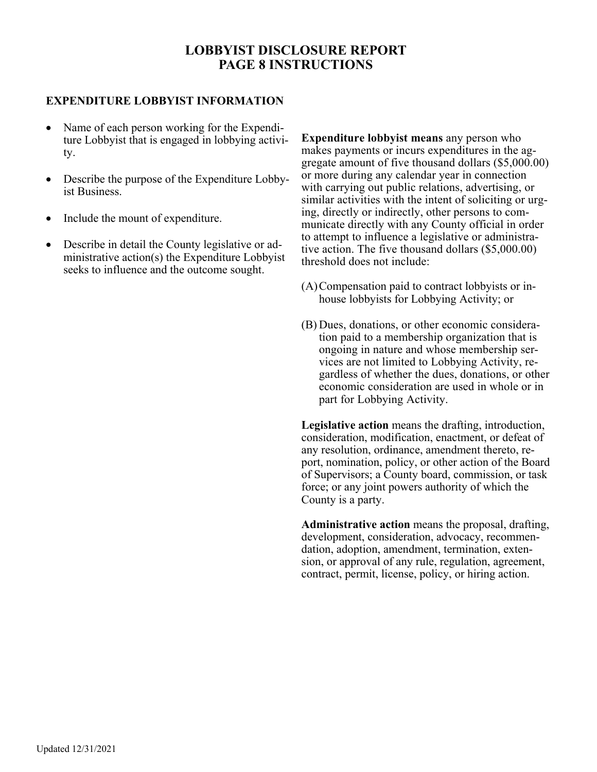# LOBBYIST DISCLOSURE REPORT
# PAGE 8 INSTRUCTIONS

## EXPENDITURE LOBBYIST INFORMATION

- Name of each person working for the Expenditure Lobbyist that is engaged in lobbying activity.
- Describe the purpose of the Expenditure Lobbyist Business.
- Include the mount of expenditure.
- Describe in detail the County legislative or administrative action(s) the Expenditure Lobbyist seeks to influence and the outcome sought.

**Expenditure lobbyist means** any person who makes payments or incurs expenditures in the aggregate amount of five thousand dollars ($5,000.00) or more during any calendar year in connection with carrying out public relations, advertising, or similar activities with the intent of soliciting or urging, directly or indirectly, other persons to communicate directly with any County official in order to attempt to influence a legislative or administrative action. The five thousand dollars ($5,000.00) threshold does not include:

(A) Compensation paid to contract lobbyists or in-house lobbyists for Lobbying Activity; or

(B) Dues, donations, or other economic consideration paid to a membership organization that is ongoing in nature and whose membership services are not limited to Lobbying Activity, regardless of whether the dues, donations, or other economic consideration are used in whole or in part for Lobbying Activity.

**Legislative action** means the drafting, introduction, consideration, modification, enactment, or defeat of any resolution, ordinance, amendment thereto, report, nomination, policy, or other action of the Board of Supervisors; a County board, commission, or task force; or any joint powers authority of which the County is a party.

**Administrative action** means the proposal, drafting, development, consideration, advocacy, recommendation, adoption, amendment, termination, extension, or approval of any rule, regulation, agreement, contract, permit, license, policy, or hiring action.

Updated 12/31/2021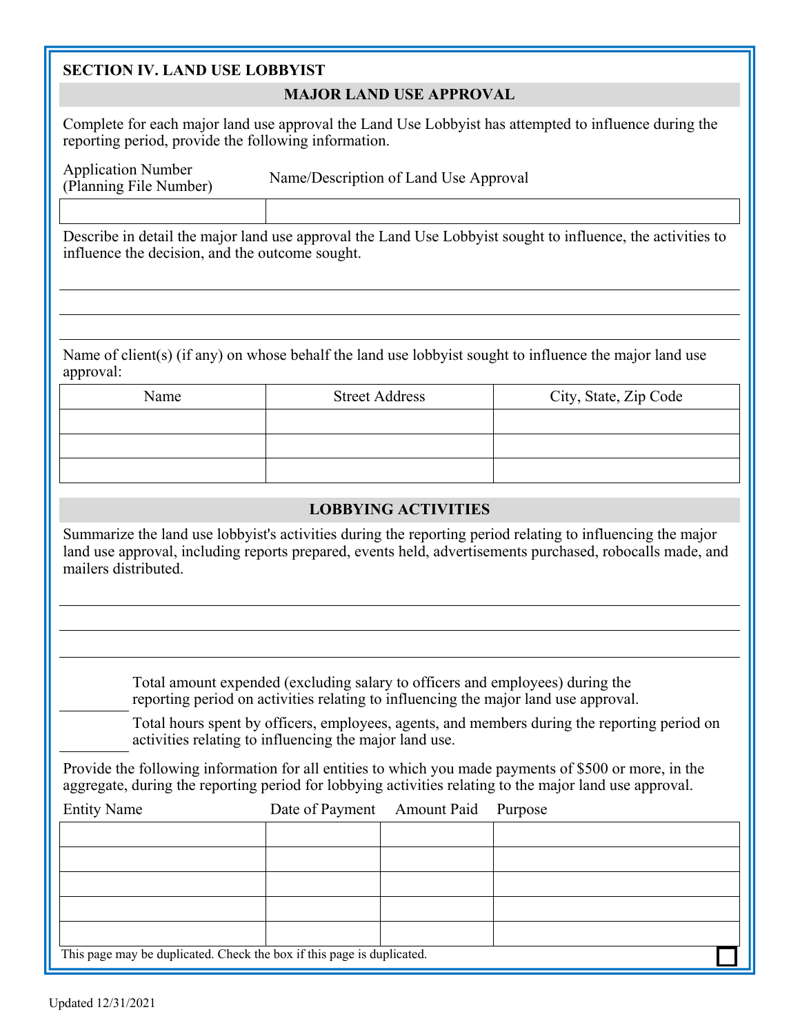## SECTION IV. LAND USE LOBBYIST

### MAJOR LAND USE APPROVAL

Complete for each major land use approval the Land Use Lobbyist has attempted to influence during the reporting period, provide the following information.

| Application Number (Planning File Number) | Name/Description of Land Use Approval |
| --- | --- |
| | |

Describe in detail the major land use approval the Land Use Lobbyist sought to influence, the activities to influence the decision, and the outcome sought.

\_\_\_\_\_\_\_\_\_\_\_\_\_\_\_\_\_\_\_\_\_\_\_\_\_\_\_\_\_\_\_\_\_\_\_\_\_\_\_\_\_\_\_\_\_\_\_\_\_\_\_\_\_\_\_\_\_\_

\_\_\_\_\_\_\_\_\_\_\_\_\_\_\_\_\_\_\_\_\_\_\_\_\_\_\_\_\_\_\_\_\_\_\_\_\_\_\_\_\_\_\_\_\_\_\_\_\_\_\_\_\_\_\_\_\_\_

\_\_\_\_\_\_\_\_\_\_\_\_\_\_\_\_\_\_\_\_\_\_\_\_\_\_\_\_\_\_\_\_\_\_\_\_\_\_\_\_\_\_\_\_\_\_\_\_\_\_\_\_\_\_\_\_\_\_

Name of client(s) (if any) on whose behalf the land use lobbyist sought to influence the major land use approval:

| Name | Street Address | City, State, Zip Code |
| --- | --- | --- |
| | | |
| | | |
| | | |

### LOBBYING ACTIVITIES

Summarize the land use lobbyist's activities during the reporting period relating to influencing the major land use approval, including reports prepared, events held, advertisements purchased, robocalls made, and mailers distributed.

\_\_\_\_\_\_\_\_\_\_\_\_\_\_\_\_\_\_\_\_\_\_\_\_\_\_\_\_\_\_\_\_\_\_\_\_\_\_\_\_\_\_\_\_\_\_\_\_\_\_\_\_\_\_\_\_\_\_

\_\_\_\_\_\_\_\_\_\_\_\_\_\_\_\_\_\_\_\_\_\_\_\_\_\_\_\_\_\_\_\_\_\_\_\_\_\_\_\_\_\_\_\_\_\_\_\_\_\_\_\_\_\_\_\_\_\_

\_\_\_\_\_\_\_\_\_\_\_\_\_\_\_\_\_\_\_\_\_\_\_\_\_\_\_\_\_\_\_\_\_\_\_\_\_\_\_\_\_\_\_\_\_\_\_\_\_\_\_\_\_\_\_\_\_\_

\_\_\_\_\_\_\_\_\_\_ Total amount expended (excluding salary to officers and employees) during the reporting period on activities relating to influencing the major land use approval.

\_\_\_\_\_\_\_\_\_\_ Total hours spent by officers, employees, agents, and members during the reporting period on activities relating to influencing the major land use.

Provide the following information for all entities to which you made payments of $500 or more, in the aggregate, during the reporting period for lobbying activities relating to the major land use approval.

| Entity Name | Date of Payment | Amount Paid | Purpose |
| --- | --- | --- | --- |
| | | | |
| | | | |
| | | | |
| | | | |
| | | | |

This page may be duplicated. Check the box if this page is duplicated. ☐

Updated 12/31/2021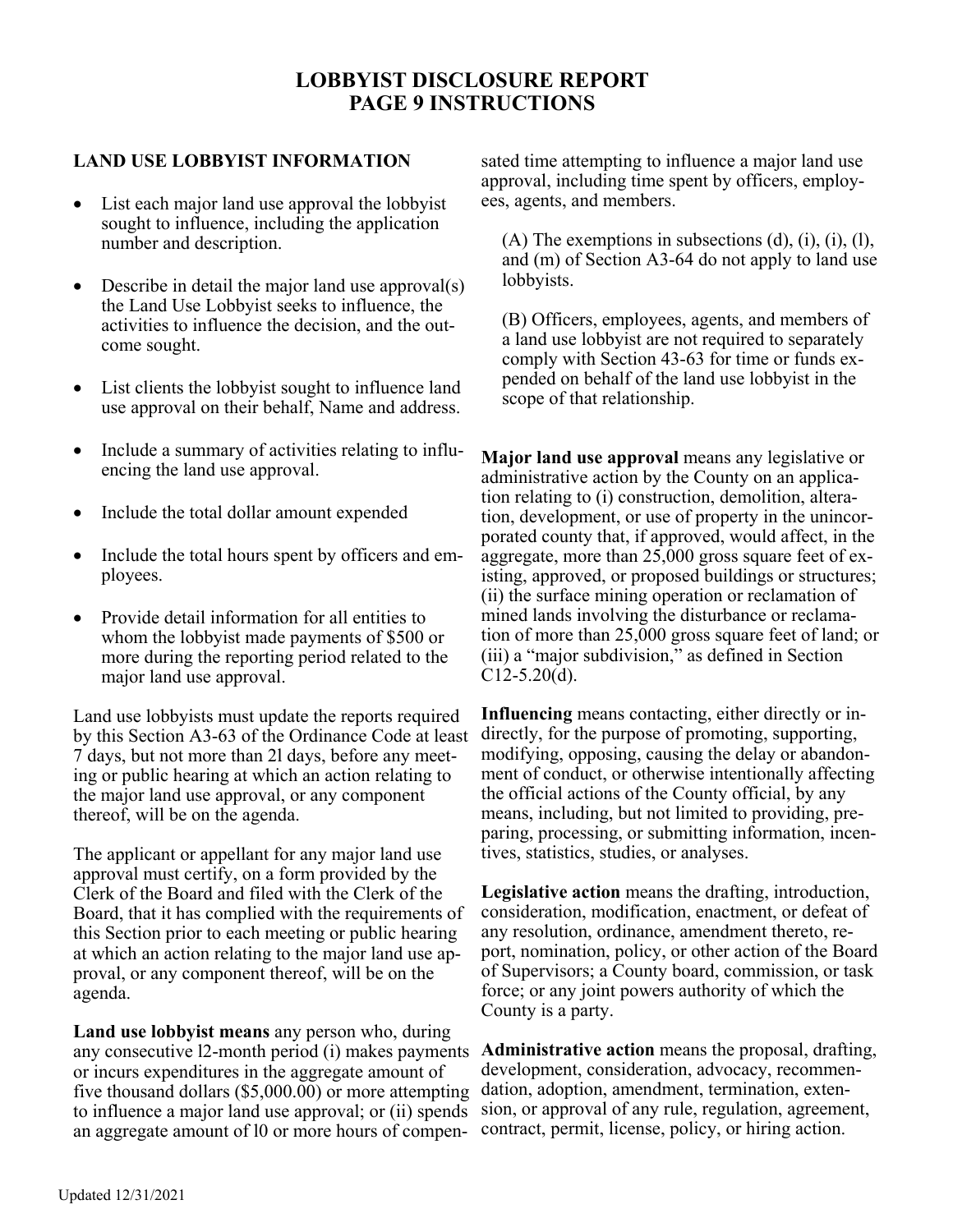# LOBBYIST DISCLOSURE REPORT
# PAGE 9 INSTRUCTIONS

## LAND USE LOBBYIST INFORMATION

- List each major land use approval the lobbyist sought to influence, including the application number and description.
- Describe in detail the major land use approval(s) the Land Use Lobbyist seeks to influence, the activities to influence the decision, and the outcome sought.
- List clients the lobbyist sought to influence land use approval on their behalf, Name and address.
- Include a summary of activities relating to influencing the land use approval.
- Include the total dollar amount expended
- Include the total hours spent by officers and employees.
- Provide detail information for all entities to whom the lobbyist made payments of $500 or more during the reporting period related to the major land use approval.

Land use lobbyists must update the reports required by this Section A3-63 of the Ordinance Code at least 7 days, but not more than 2l days, before any meeting or public hearing at which an action relating to the major land use approval, or any component thereof, will be on the agenda.

The applicant or appellant for any major land use approval must certify, on a form provided by the Clerk of the Board and filed with the Clerk of the Board, that it has complied with the requirements of this Section prior to each meeting or public hearing at which an action relating to the major land use approval, or any component thereof, will be on the agenda.

**Land use lobbyist means** any person who, during any consecutive l2-month period (i) makes payments or incurs expenditures in the aggregate amount of five thousand dollars ($5,000.00) or more attempting to influence a major land use approval; or (ii) spends an aggregate amount of l0 or more hours of compensated time attempting to influence a major land use approval, including time spent by officers, employees, agents, and members.

(A) The exemptions in subsections (d), (i), (i), (l), and (m) of Section A3-64 do not apply to land use lobbyists.

(B) Officers, employees, agents, and members of a land use lobbyist are not required to separately comply with Section 43-63 for time or funds expended on behalf of the land use lobbyist in the scope of that relationship.

**Major land use approval** means any legislative or administrative action by the County on an application relating to (i) construction, demolition, alteration, development, or use of property in the unincorporated county that, if approved, would affect, in the aggregate, more than 25,000 gross square feet of existing, approved, or proposed buildings or structures; (ii) the surface mining operation or reclamation of mined lands involving the disturbance or reclamation of more than 25,000 gross square feet of land; or (iii) a "major subdivision," as defined in Section C12-5.20(d).

**Influencing** means contacting, either directly or indirectly, for the purpose of promoting, supporting, modifying, opposing, causing the delay or abandonment of conduct, or otherwise intentionally affecting the official actions of the County official, by any means, including, but not limited to providing, preparing, processing, or submitting information, incentives, statistics, studies, or analyses.

**Legislative action** means the drafting, introduction, consideration, modification, enactment, or defeat of any resolution, ordinance, amendment thereto, report, nomination, policy, or other action of the Board of Supervisors; a County board, commission, or task force; or any joint powers authority of which the County is a party.

**Administrative action** means the proposal, drafting, development, consideration, advocacy, recommendation, adoption, amendment, termination, extension, or approval of any rule, regulation, agreement, contract, permit, license, policy, or hiring action.

Updated 12/31/2021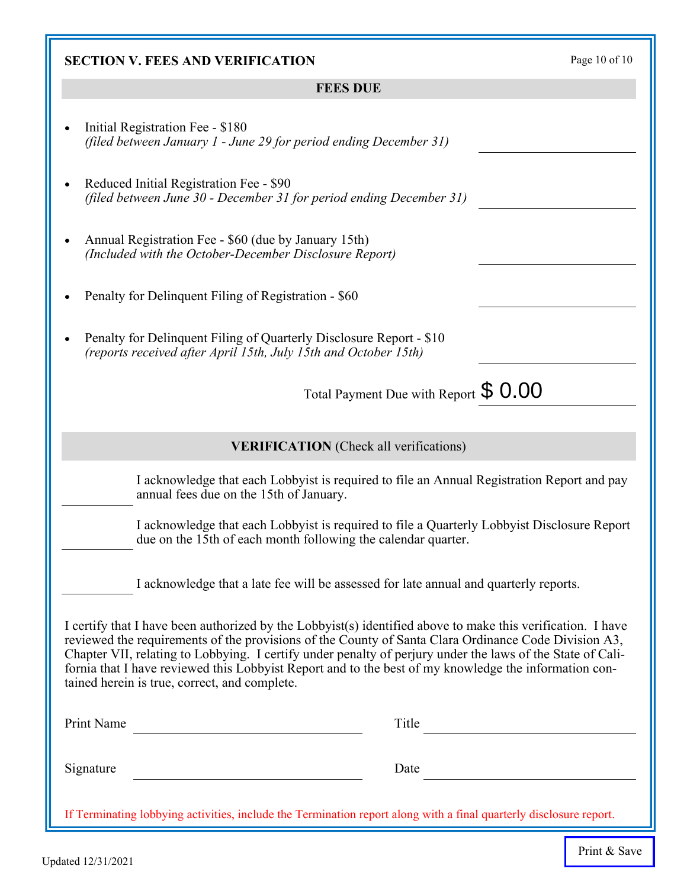## SECTION V. FEES AND VERIFICATION

**FEES DUE**

- Initial Registration Fee - $180
  *(filed between January 1 - June 29 for period ending December 31)* \_\_\_\_\_\_\_\_\_\_
- Reduced Initial Registration Fee - $90
  *(filed between June 30 - December 31 for period ending December 31)* \_\_\_\_\_\_\_\_\_\_
- Annual Registration Fee - $60 (due by January 15th)
  *(Included with the October-December Disclosure Report)* \_\_\_\_\_\_\_\_\_\_
- Penalty for Delinquent Filing of Registration - $60 \_\_\_\_\_\_\_\_\_\_
- Penalty for Delinquent Filing of Quarterly Disclosure Report - $10
  *(reports received after April 15th, July 15th and October 15th)* \_\_\_\_\_\_\_\_\_\_

Total Payment Due with Report $ 0.00

**VERIFICATION** (Check all verifications)

\_\_\_\_\_\_\_\_\_\_ I acknowledge that each Lobbyist is required to file an Annual Registration Report and pay annual fees due on the 15th of January.

\_\_\_\_\_\_\_\_\_\_ I acknowledge that each Lobbyist is required to file a Quarterly Lobbyist Disclosure Report due on the 15th of each month following the calendar quarter.

\_\_\_\_\_\_\_\_\_\_ I acknowledge that a late fee will be assessed for late annual and quarterly reports.

I certify that I have been authorized by the Lobbyist(s) identified above to make this verification. I have reviewed the requirements of the provisions of the County of Santa Clara Ordinance Code Division A3, Chapter VII, relating to Lobbying. I certify under penalty of perjury under the laws of the State of California that I have reviewed this Lobbyist Report and to the best of my knowledge the information contained herein is true, correct, and complete.

Print Name \_\_\_\_\_\_\_\_\_\_\_\_\_\_\_\_\_\_\_\_ Title \_\_\_\_\_\_\_\_\_\_\_\_\_\_\_\_\_\_\_\_

Signature \_\_\_\_\_\_\_\_\_\_\_\_\_\_\_\_\_\_\_\_ Date \_\_\_\_\_\_\_\_\_\_\_\_\_\_\_\_\_\_\_\_

If Terminating lobbying activities, include the Termination report along with a final quarterly disclosure report.

Print & Save

Updated 12/31/2021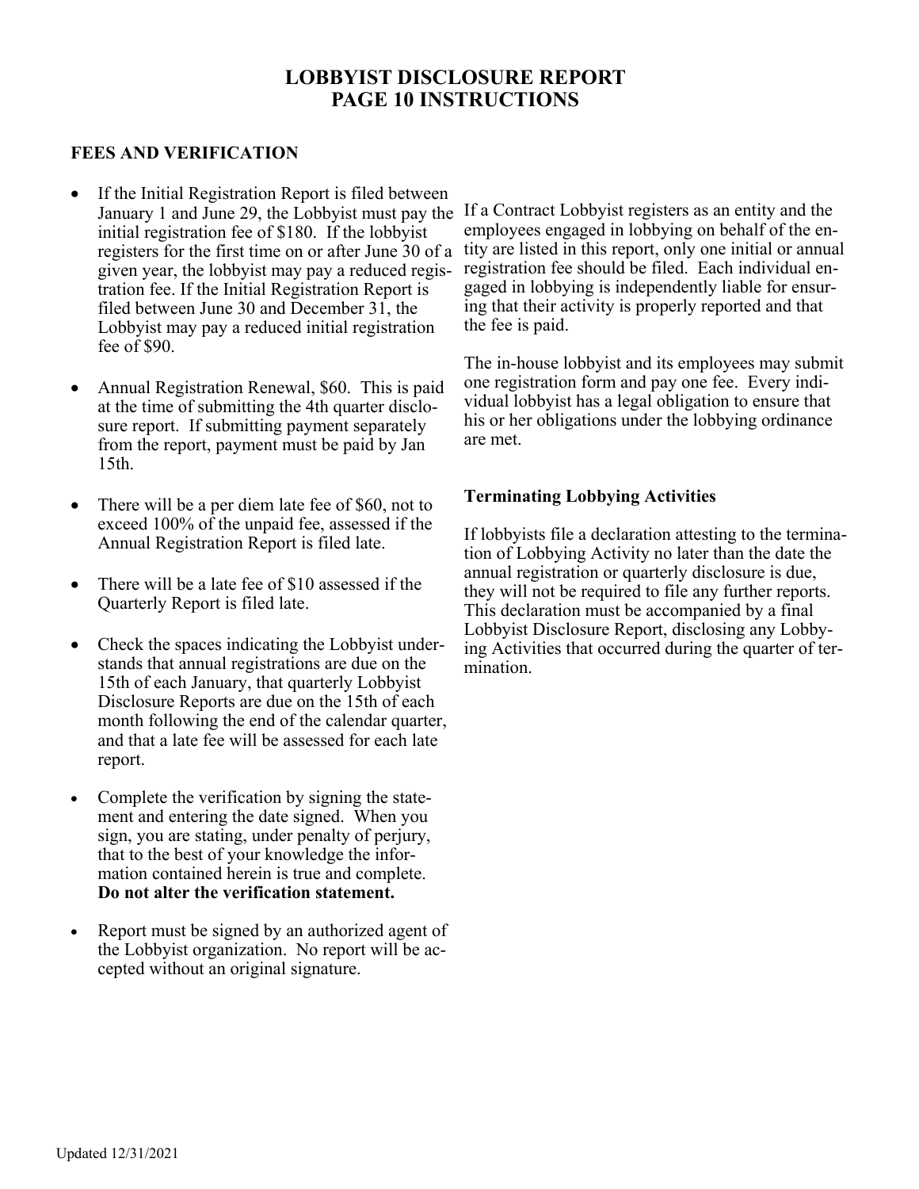# LOBBYIST DISCLOSURE REPORT
# PAGE 10 INSTRUCTIONS

## FEES AND VERIFICATION

- If the Initial Registration Report is filed between January 1 and June 29, the Lobbyist must pay the initial registration fee of $180. If the lobbyist registers for the first time on or after June 30 of a given year, the lobbyist may pay a reduced registration fee. If the Initial Registration Report is filed between June 30 and December 31, the Lobbyist may pay a reduced initial registration fee of $90.
- Annual Registration Renewal, $60. This is paid at the time of submitting the 4th quarter disclosure report. If submitting payment separately from the report, payment must be paid by Jan 15th.
- There will be a per diem late fee of $60, not to exceed 100% of the unpaid fee, assessed if the Annual Registration Report is filed late.
- There will be a late fee of $10 assessed if the Quarterly Report is filed late.
- Check the spaces indicating the Lobbyist understands that annual registrations are due on the 15th of each January, that quarterly Lobbyist Disclosure Reports are due on the 15th of each month following the end of the calendar quarter, and that a late fee will be assessed for each late report.
- Complete the verification by signing the statement and entering the date signed. When you sign, you are stating, under penalty of perjury, that to the best of your knowledge the information contained herein is true and complete. **Do not alter the verification statement.**
- Report must be signed by an authorized agent of the Lobbyist organization. No report will be accepted without an original signature.

If a Contract Lobbyist registers as an entity and the employees engaged in lobbying on behalf of the entity are listed in this report, only one initial or annual registration fee should be filed. Each individual engaged in lobbying is independently liable for ensuring that their activity is properly reported and that the fee is paid.

The in-house lobbyist and its employees may submit one registration form and pay one fee. Every individual lobbyist has a legal obligation to ensure that his or her obligations under the lobbying ordinance are met.

### Terminating Lobbying Activities

If lobbyists file a declaration attesting to the termination of Lobbying Activity no later than the date the annual registration or quarterly disclosure is due, they will not be required to file any further reports. This declaration must be accompanied by a final Lobbyist Disclosure Report, disclosing any Lobbying Activities that occurred during the quarter of termination.

Updated 12/31/2021